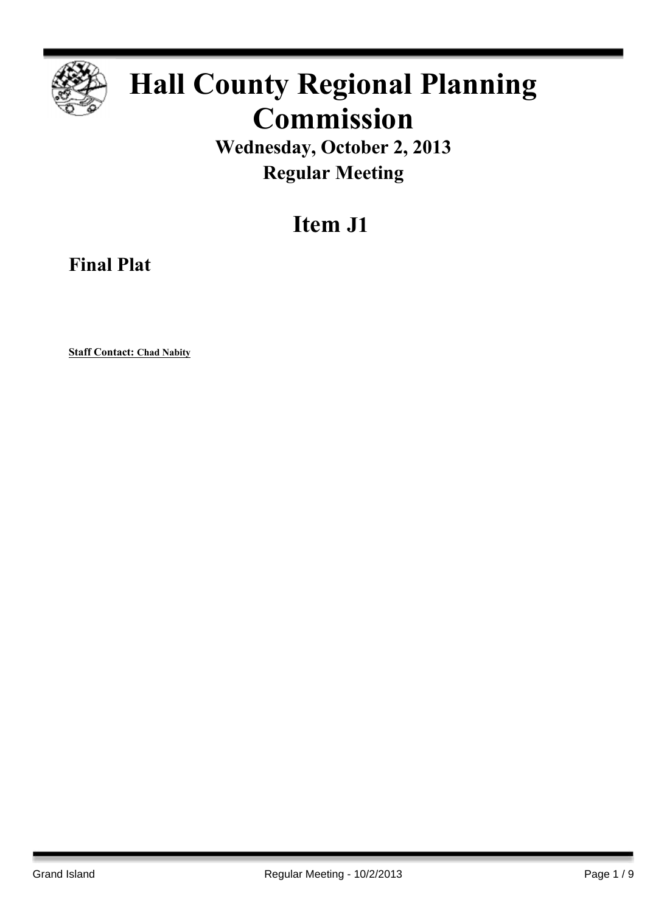# Hall County Regional Planning Commission

## Wednesday, October 2, 2013

## Regular Meeting

# Item J1

## Final Plat

**Staff Contact: Chad Nabity**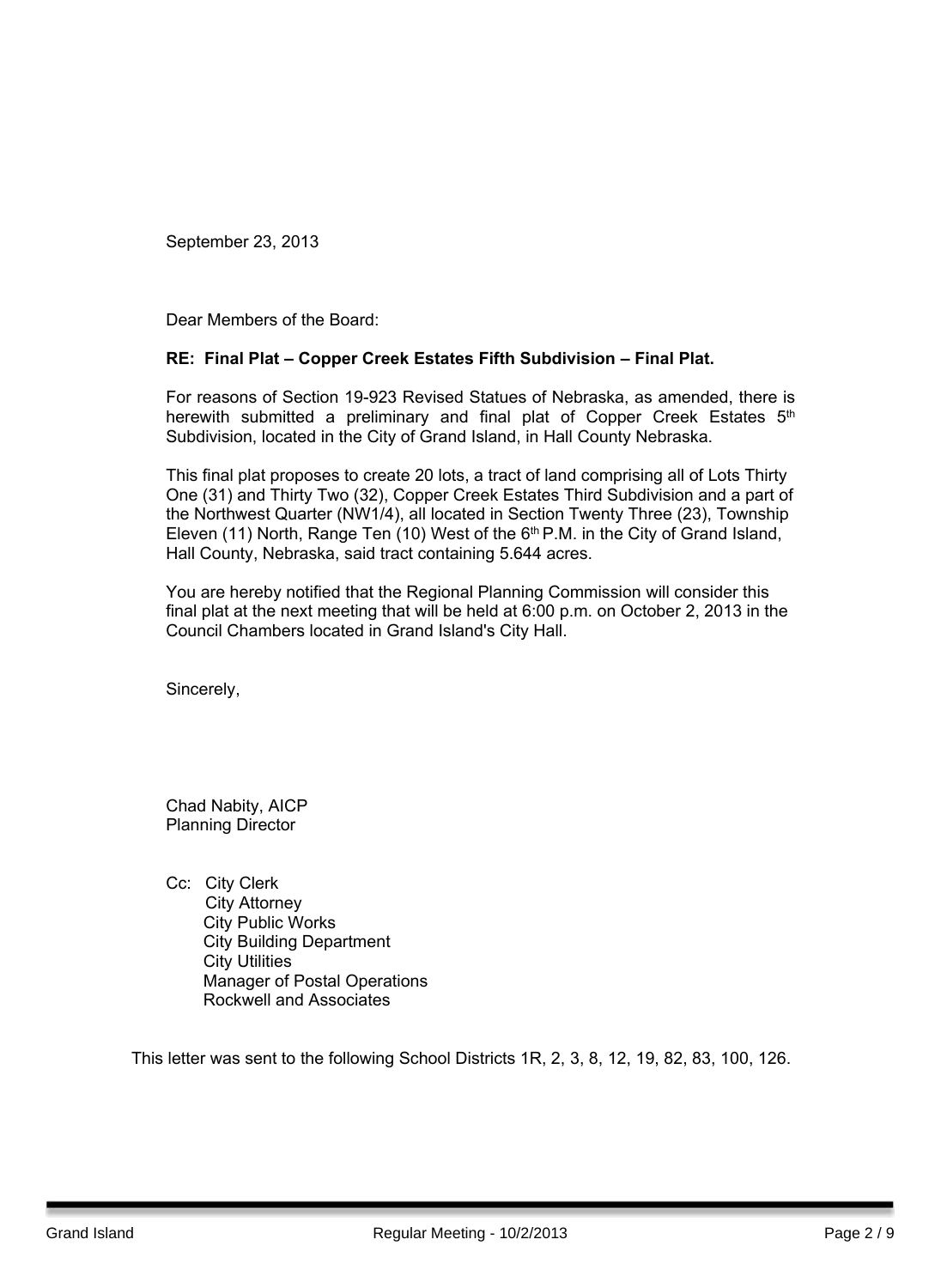September 23, 2013

Dear Members of the Board:

**RE: Final Plat – Copper Creek Estates Fifth Subdivision – Final Plat.**

For reasons of Section 19-923 Revised Statues of Nebraska, as amended, there is herewith submitted a preliminary and final plat of Copper Creek Estates 5th Subdivision, located in the City of Grand Island, in Hall County Nebraska.

This final plat proposes to create 20 lots, a tract of land comprising all of Lots Thirty One (31) and Thirty Two (32), Copper Creek Estates Third Subdivision and a part of the Northwest Quarter (NW1/4), all located in Section Twenty Three (23), Township Eleven (11) North, Range Ten (10) West of the 6th P.M. in the City of Grand Island, Hall County, Nebraska, said tract containing 5.644 acres.

You are hereby notified that the Regional Planning Commission will consider this final plat at the next meeting that will be held at 6:00 p.m. on October 2, 2013 in the Council Chambers located in Grand Island's City Hall.

Sincerely,

Chad Nabity, AICP
Planning Director

Cc: City Clerk
City Attorney
City Public Works
City Building Department
City Utilities
Manager of Postal Operations
Rockwell and Associates

This letter was sent to the following School Districts 1R, 2, 3, 8, 12, 19, 82, 83, 100, 126.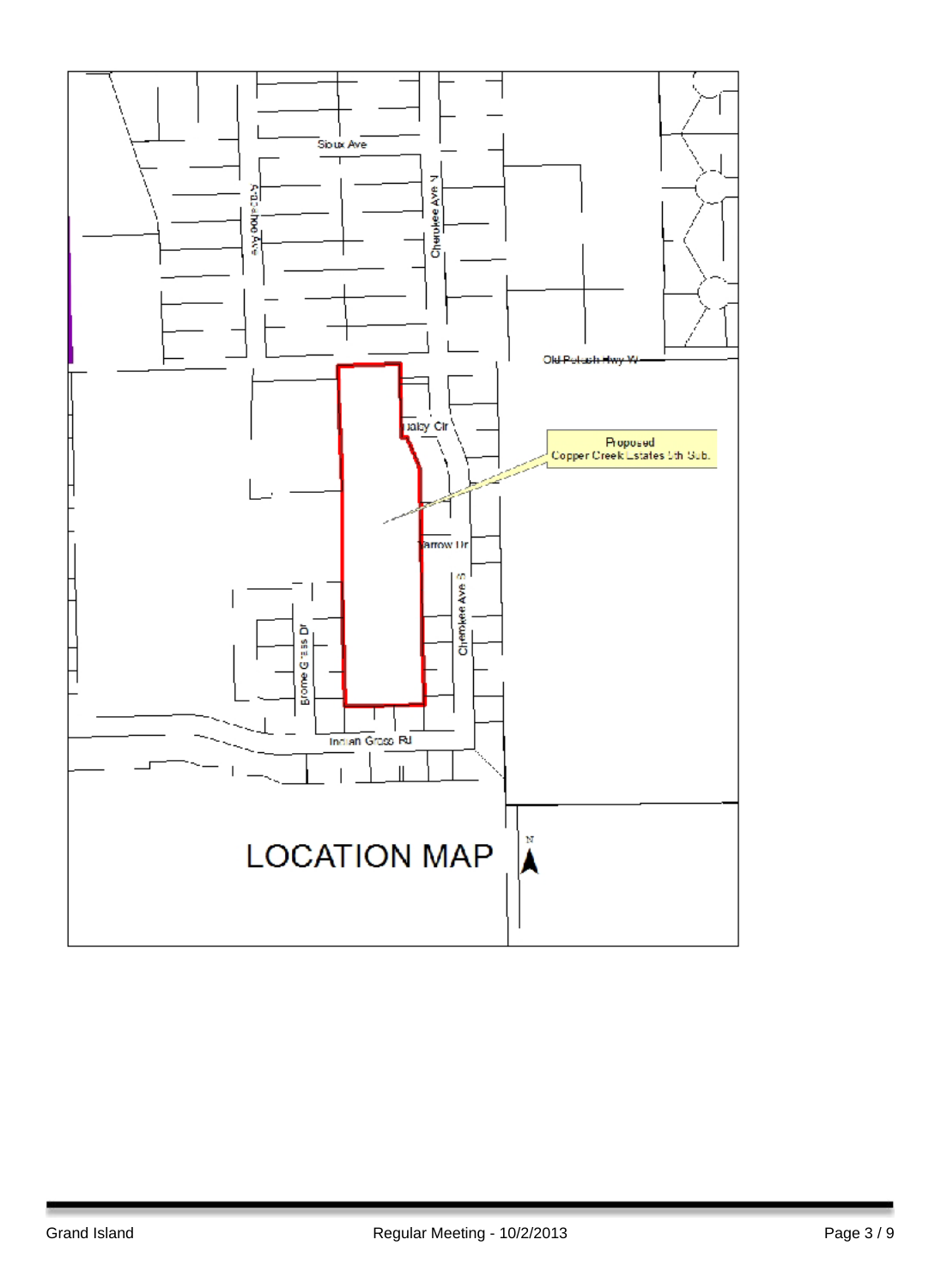Sioux Ave

Cheyenne Ave N

Cherokee Ave N

Old Potash Hwy W

Daisy Cir

Proposed
Copper Creek Estates 5th Sub.

Yarrow Dr

Cherokee Ave S

Brome Grass Dr

Indian Grass Rd

# LOCATION MAP

N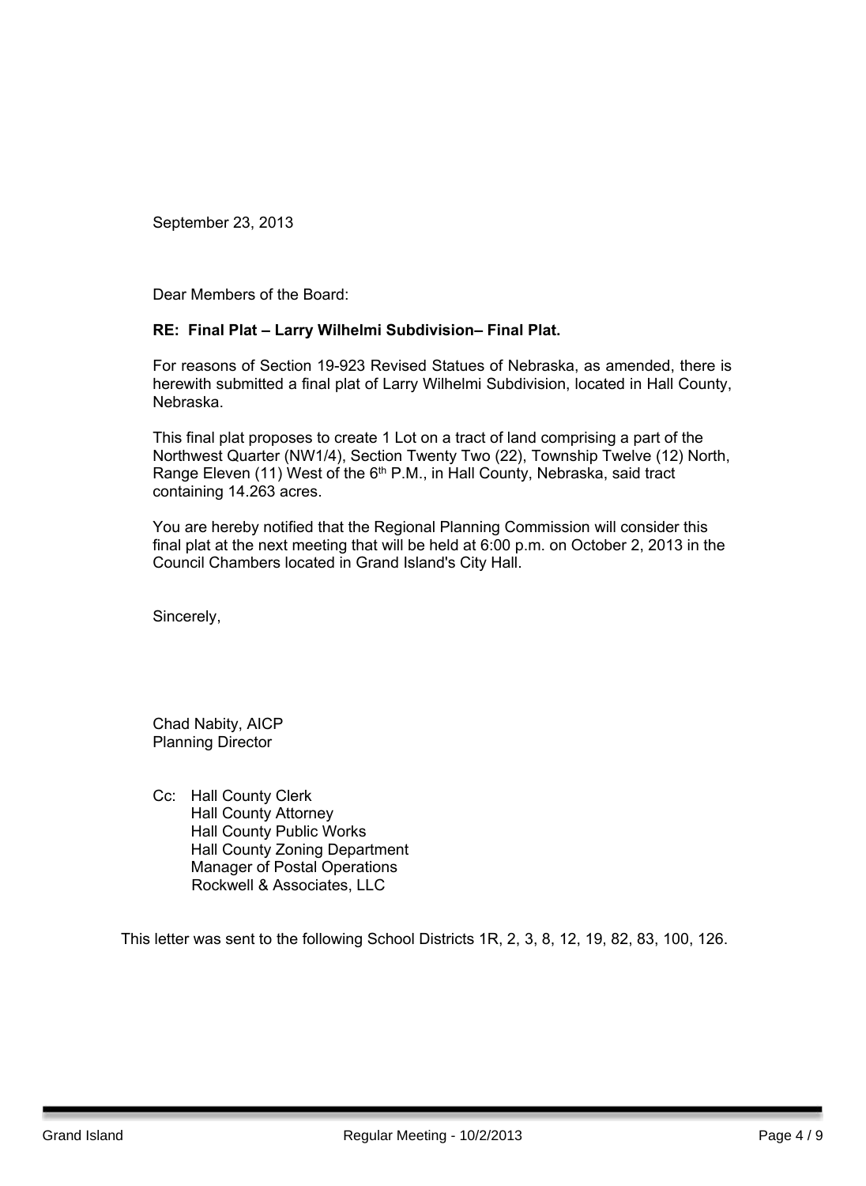September 23, 2013

Dear Members of the Board:

**RE: Final Plat – Larry Wilhelmi Subdivision– Final Plat.**

For reasons of Section 19-923 Revised Statues of Nebraska, as amended, there is herewith submitted a final plat of Larry Wilhelmi Subdivision, located in Hall County, Nebraska.

This final plat proposes to create 1 Lot on a tract of land comprising a part of the Northwest Quarter (NW1/4), Section Twenty Two (22), Township Twelve (12) North, Range Eleven (11) West of the 6th P.M., in Hall County, Nebraska, said tract containing 14.263 acres.

You are hereby notified that the Regional Planning Commission will consider this final plat at the next meeting that will be held at 6:00 p.m. on October 2, 2013 in the Council Chambers located in Grand Island's City Hall.

Sincerely,

Chad Nabity, AICP
Planning Director

Cc: Hall County Clerk
Hall County Attorney
Hall County Public Works
Hall County Zoning Department
Manager of Postal Operations
Rockwell & Associates, LLC

This letter was sent to the following School Districts 1R, 2, 3, 8, 12, 19, 82, 83, 100, 126.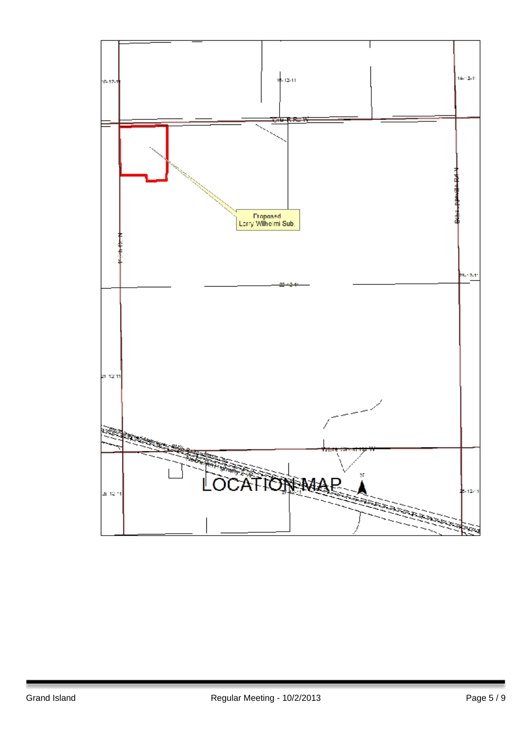Proposed
Larry Wilhelmi Sub.

LOCATION MAP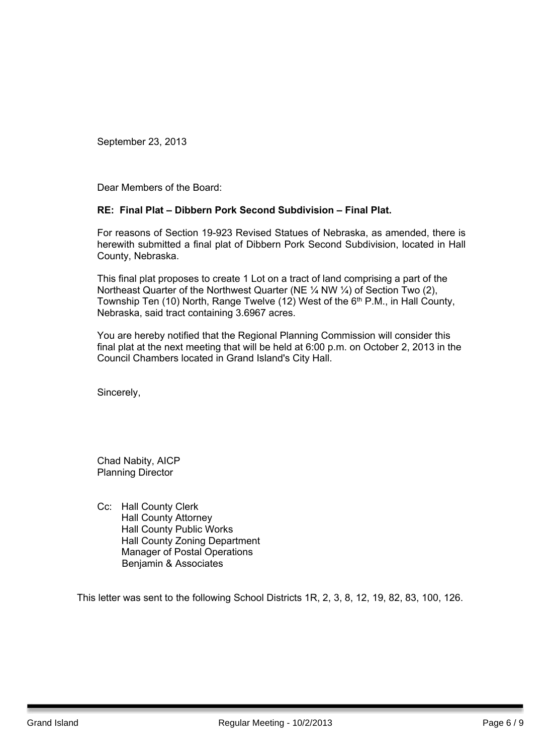September 23, 2013

Dear Members of the Board:

**RE: Final Plat – Dibbern Pork Second Subdivision – Final Plat.**

For reasons of Section 19-923 Revised Statues of Nebraska, as amended, there is herewith submitted a final plat of Dibbern Pork Second Subdivision, located in Hall County, Nebraska.

This final plat proposes to create 1 Lot on a tract of land comprising a part of the Northeast Quarter of the Northwest Quarter (NE ¼ NW ¼) of Section Two (2), Township Ten (10) North, Range Twelve (12) West of the 6th P.M., in Hall County, Nebraska, said tract containing 3.6967 acres.

You are hereby notified that the Regional Planning Commission will consider this final plat at the next meeting that will be held at 6:00 p.m. on October 2, 2013 in the Council Chambers located in Grand Island's City Hall.

Sincerely,

Chad Nabity, AICP
Planning Director

Cc: Hall County Clerk
Hall County Attorney
Hall County Public Works
Hall County Zoning Department
Manager of Postal Operations
Benjamin & Associates

This letter was sent to the following School Districts 1R, 2, 3, 8, 12, 19, 82, 83, 100, 126.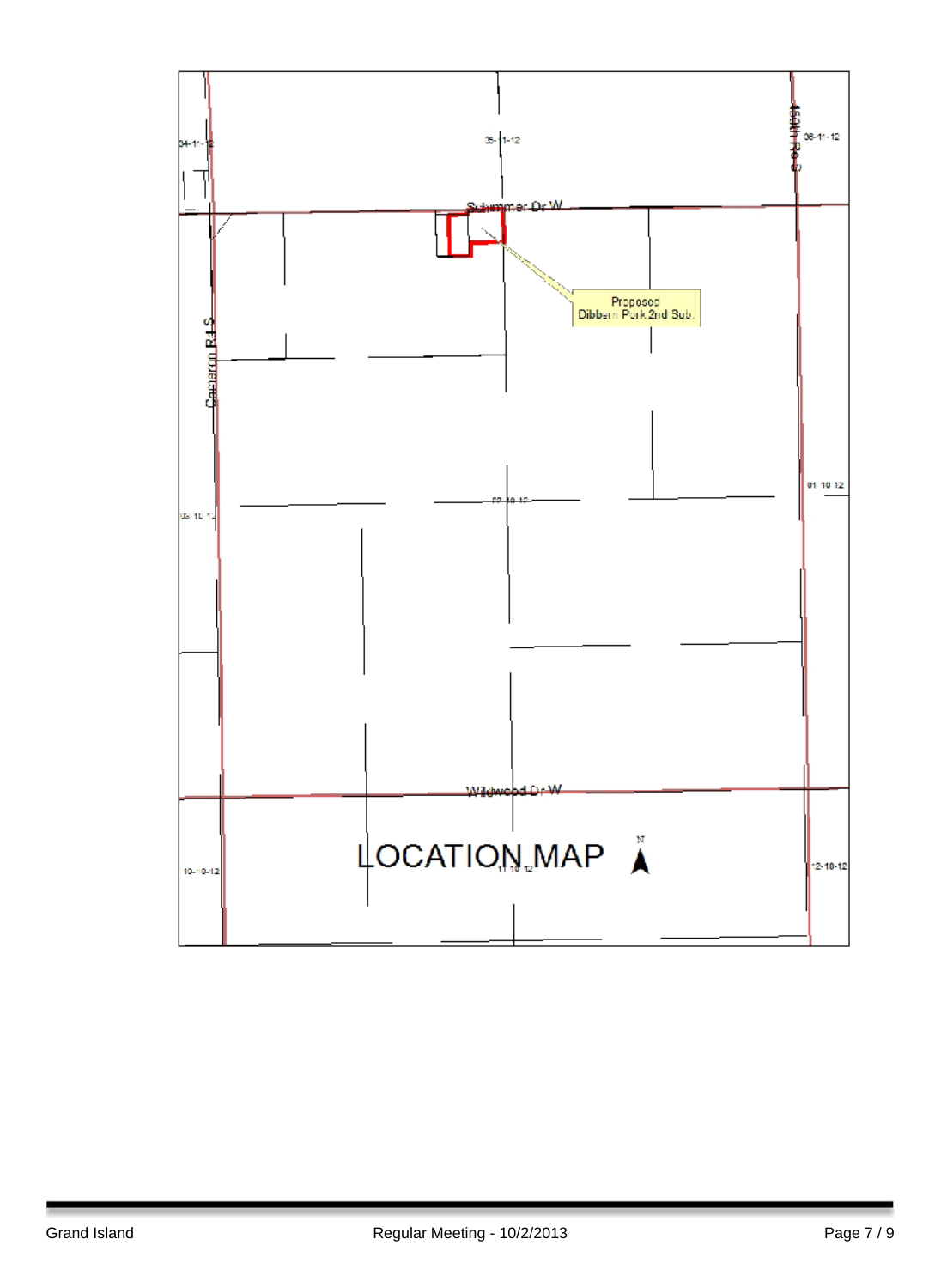04-11-12

05-11-12

06-11-12

156th Rd S

Schimmer Dr W

Proposed Dibbern Park 2nd Sub.

Cameron Rd S

01-10-12

02-10-12

03-10-12

Wildwood Dr W

# LOCATION MAP

N

10-10-12

11-10-12

12-10-12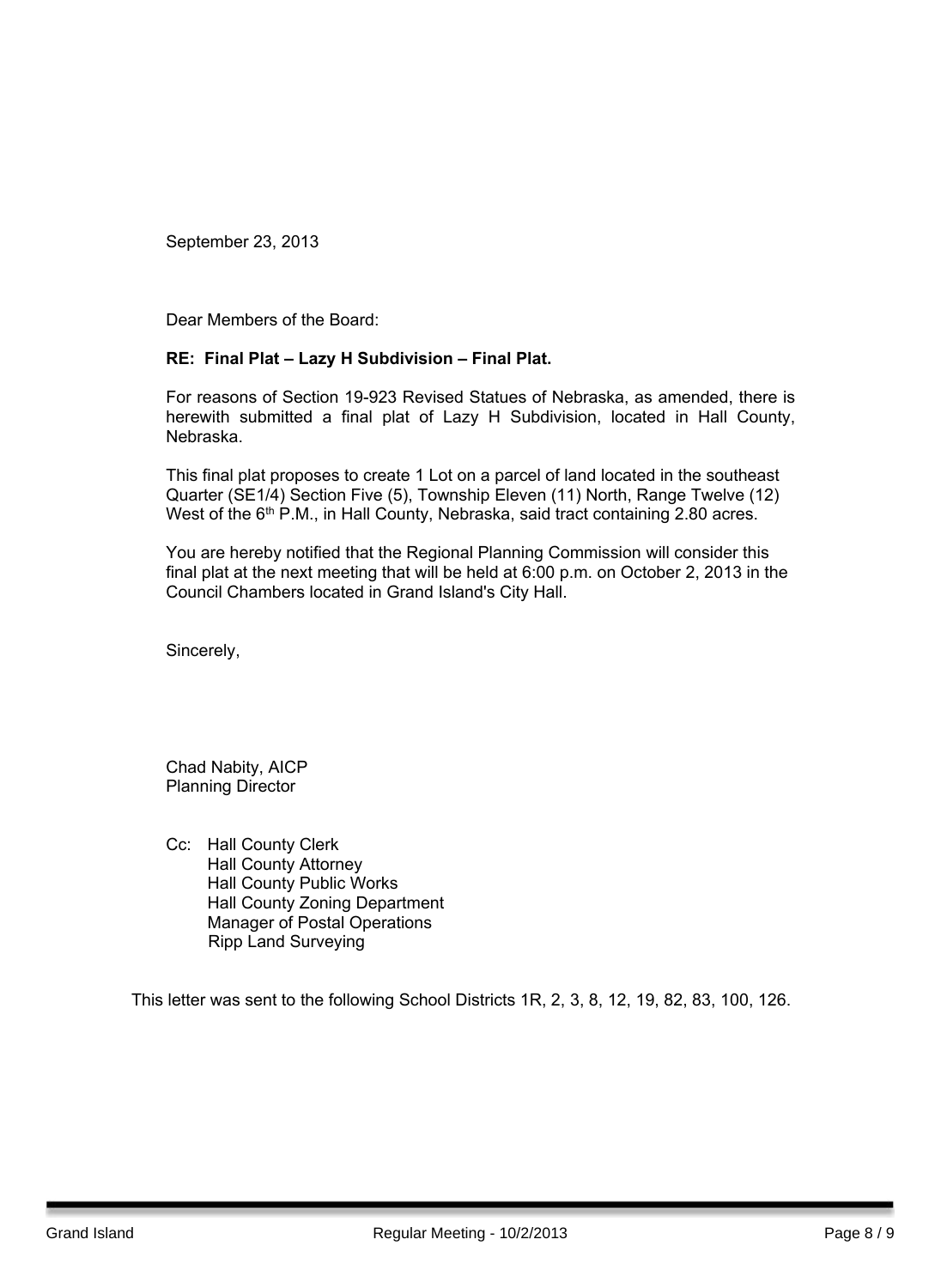September 23, 2013

Dear Members of the Board:

**RE: Final Plat – Lazy H Subdivision – Final Plat.**

For reasons of Section 19-923 Revised Statues of Nebraska, as amended, there is herewith submitted a final plat of Lazy H Subdivision, located in Hall County, Nebraska.

This final plat proposes to create 1 Lot on a parcel of land located in the southeast Quarter (SE1/4) Section Five (5), Township Eleven (11) North, Range Twelve (12) West of the 6th P.M., in Hall County, Nebraska, said tract containing 2.80 acres.

You are hereby notified that the Regional Planning Commission will consider this final plat at the next meeting that will be held at 6:00 p.m. on October 2, 2013 in the Council Chambers located in Grand Island's City Hall.

Sincerely,

Chad Nabity, AICP
Planning Director

Cc: Hall County Clerk
Hall County Attorney
Hall County Public Works
Hall County Zoning Department
Manager of Postal Operations
Ripp Land Surveying

This letter was sent to the following School Districts 1R, 2, 3, 8, 12, 19, 82, 83, 100, 126.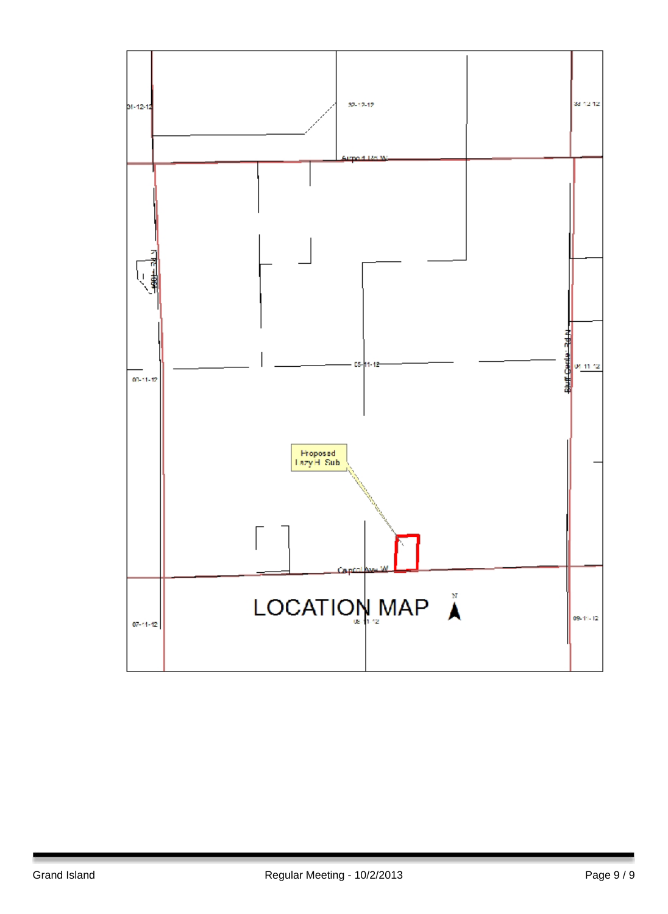31-12-12

32-12-12

33-12-12

Airport Rd W

Engleman Rd N

05-11-12

06-11-12

04-11-12

Bluff Center Rd N

Proposed Lazy H Sub

Capital Ave W

# LOCATION MAP

N

07-11-12

08-11-12

09-11-12